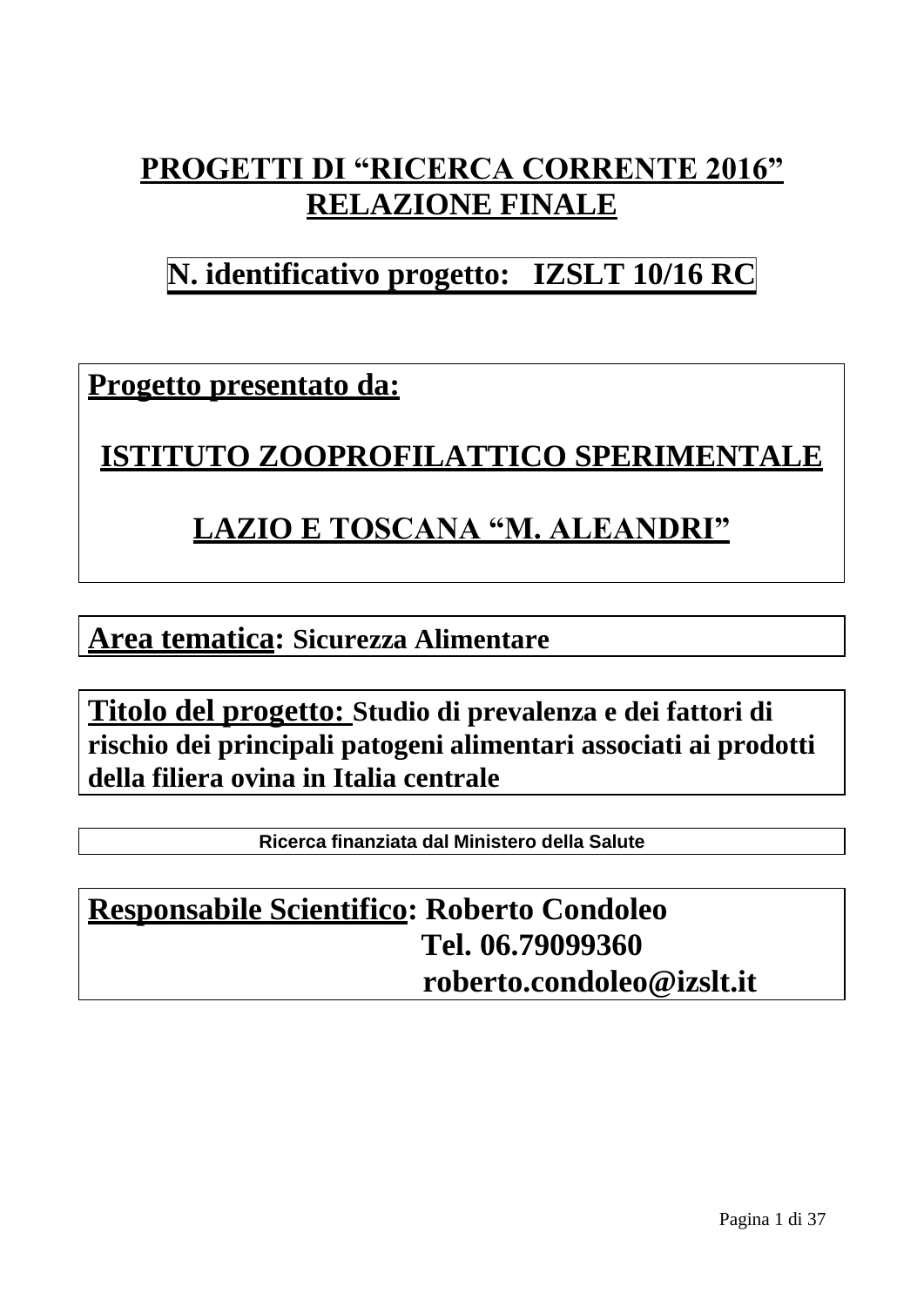# PROGETTI DI "RICERCA CORRENTE 2016" RELAZIONE FINALE

## N. identificativo progetto: IZSLT 10/16 RC

**Progetto presentato da:**

**ISTITUTO ZOOPROFILATTICO SPERIMENTALE LAZIO E TOSCANA "M. ALEANDRI"**

**Area tematica:** Sicurezza Alimentare

**Titolo del progetto:** Studio di prevalenza e dei fattori di rischio dei principali patogeni alimentari associati ai prodotti della filiera ovina in Italia centrale

**Ricerca finanziata dal Ministero della Salute**

**Responsabile Scientifico:** Roberto Condoleo
Tel. 06.79099360
roberto.condoleo@izslt.it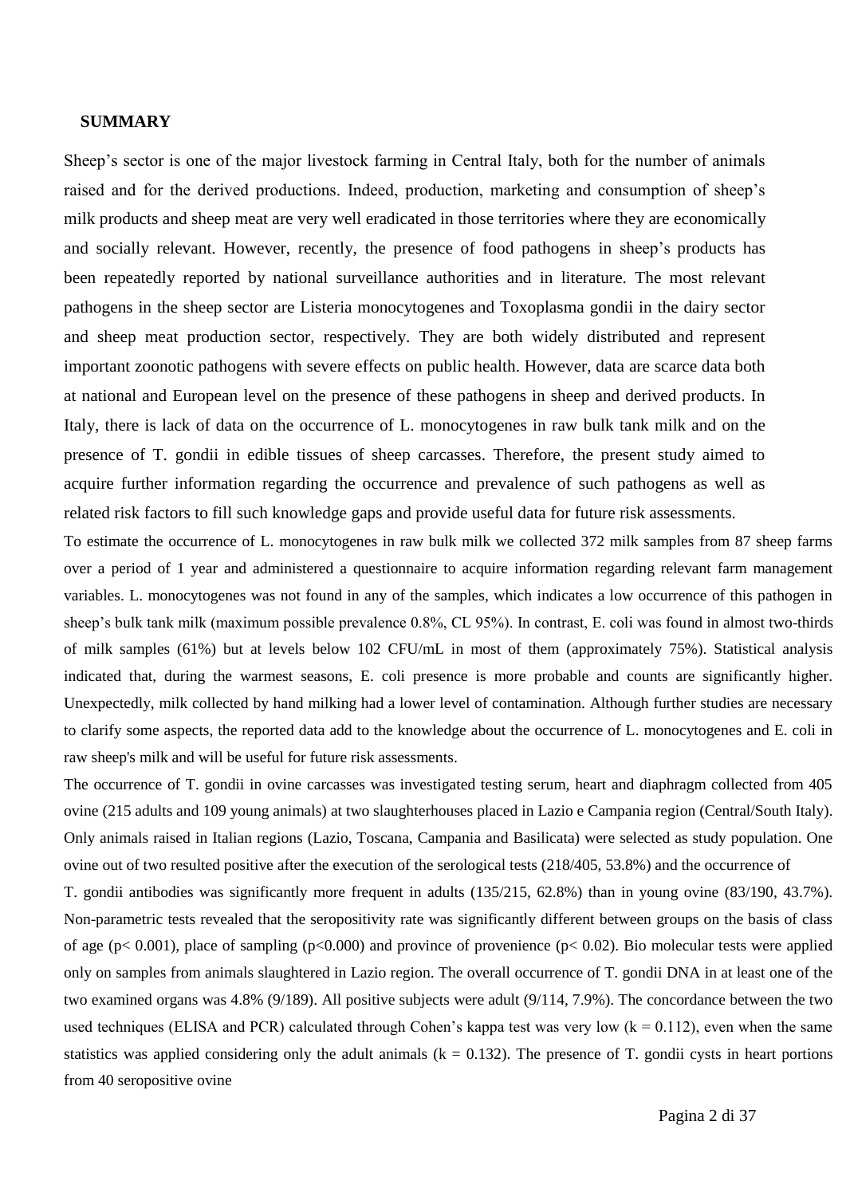## SUMMARY

Sheep's sector is one of the major livestock farming in Central Italy, both for the number of animals raised and for the derived productions. Indeed, production, marketing and consumption of sheep's milk products and sheep meat are very well eradicated in those territories where they are economically and socially relevant. However, recently, the presence of food pathogens in sheep's products has been repeatedly reported by national surveillance authorities and in literature. The most relevant pathogens in the sheep sector are Listeria monocytogenes and Toxoplasma gondii in the dairy sector and sheep meat production sector, respectively. They are both widely distributed and represent important zoonotic pathogens with severe effects on public health. However, data are scarce data both at national and European level on the presence of these pathogens in sheep and derived products. In Italy, there is lack of data on the occurrence of L. monocytogenes in raw bulk tank milk and on the presence of T. gondii in edible tissues of sheep carcasses. Therefore, the present study aimed to acquire further information regarding the occurrence and prevalence of such pathogens as well as related risk factors to fill such knowledge gaps and provide useful data for future risk assessments.

To estimate the occurrence of L. monocytogenes in raw bulk milk we collected 372 milk samples from 87 sheep farms over a period of 1 year and administered a questionnaire to acquire information regarding relevant farm management variables. L. monocytogenes was not found in any of the samples, which indicates a low occurrence of this pathogen in sheep's bulk tank milk (maximum possible prevalence 0.8%, CL 95%). In contrast, E. coli was found in almost two-thirds of milk samples (61%) but at levels below 102 CFU/mL in most of them (approximately 75%). Statistical analysis indicated that, during the warmest seasons, E. coli presence is more probable and counts are significantly higher. Unexpectedly, milk collected by hand milking had a lower level of contamination. Although further studies are necessary to clarify some aspects, the reported data add to the knowledge about the occurrence of L. monocytogenes and E. coli in raw sheep's milk and will be useful for future risk assessments.

The occurrence of T. gondii in ovine carcasses was investigated testing serum, heart and diaphragm collected from 405 ovine (215 adults and 109 young animals) at two slaughterhouses placed in Lazio e Campania region (Central/South Italy). Only animals raised in Italian regions (Lazio, Toscana, Campania and Basilicata) were selected as study population. One ovine out of two resulted positive after the execution of the serological tests (218/405, 53.8%) and the occurrence of T. gondii antibodies was significantly more frequent in adults (135/215, 62.8%) than in young ovine (83/190, 43.7%). Non-parametric tests revealed that the seropositivity rate was significantly different between groups on the basis of class of age ($p < 0.001$), place of sampling ($p < 0.000$) and province of provenience ($p < 0.02$). Bio molecular tests were applied only on samples from animals slaughtered in Lazio region. The overall occurrence of T. gondii DNA in at least one of the two examined organs was 4.8% (9/189). All positive subjects were adult (9/114, 7.9%). The concordance between the two used techniques (ELISA and PCR) calculated through Cohen's kappa test was very low ($k = 0.112$), even when the same statistics was applied considering only the adult animals ($k = 0.132$). The presence of T. gondii cysts in heart portions from 40 seropositive ovine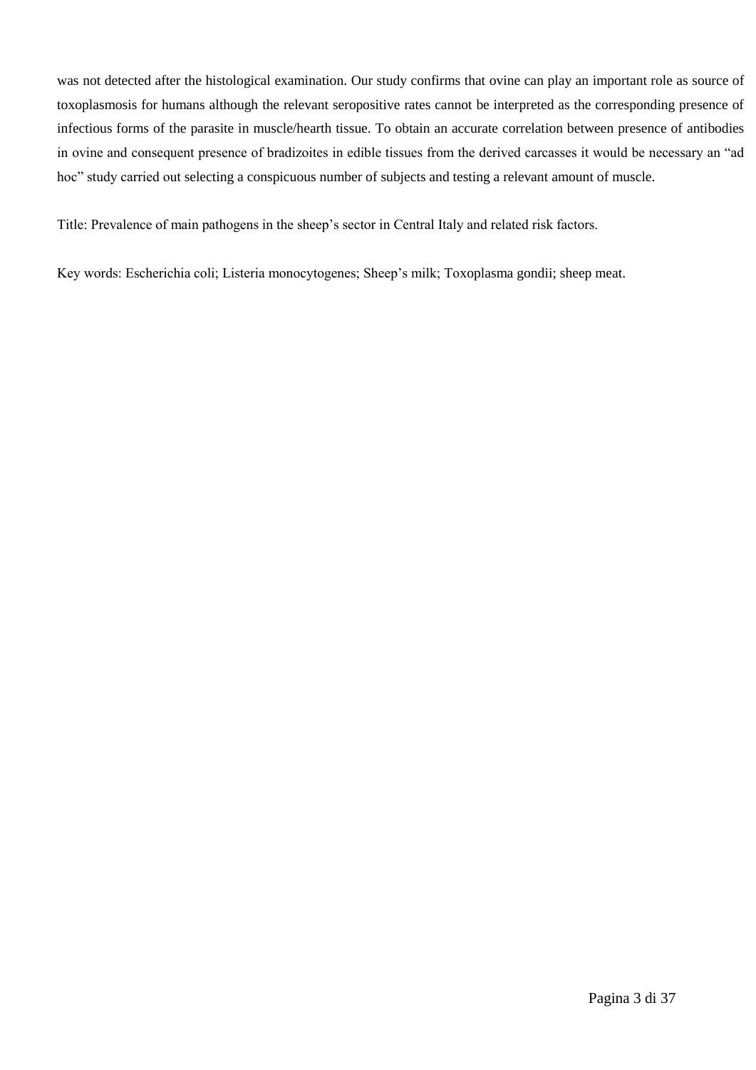was not detected after the histological examination. Our study confirms that ovine can play an important role as source of toxoplasmosis for humans although the relevant seropositive rates cannot be interpreted as the corresponding presence of infectious forms of the parasite in muscle/hearth tissue. To obtain an accurate correlation between presence of antibodies in ovine and consequent presence of bradizoites in edible tissues from the derived carcasses it would be necessary an "ad hoc" study carried out selecting a conspicuous number of subjects and testing a relevant amount of muscle.

Title: Prevalence of main pathogens in the sheep's sector in Central Italy and related risk factors.

Key words: Escherichia coli; Listeria monocytogenes; Sheep's milk; Toxoplasma gondii; sheep meat.